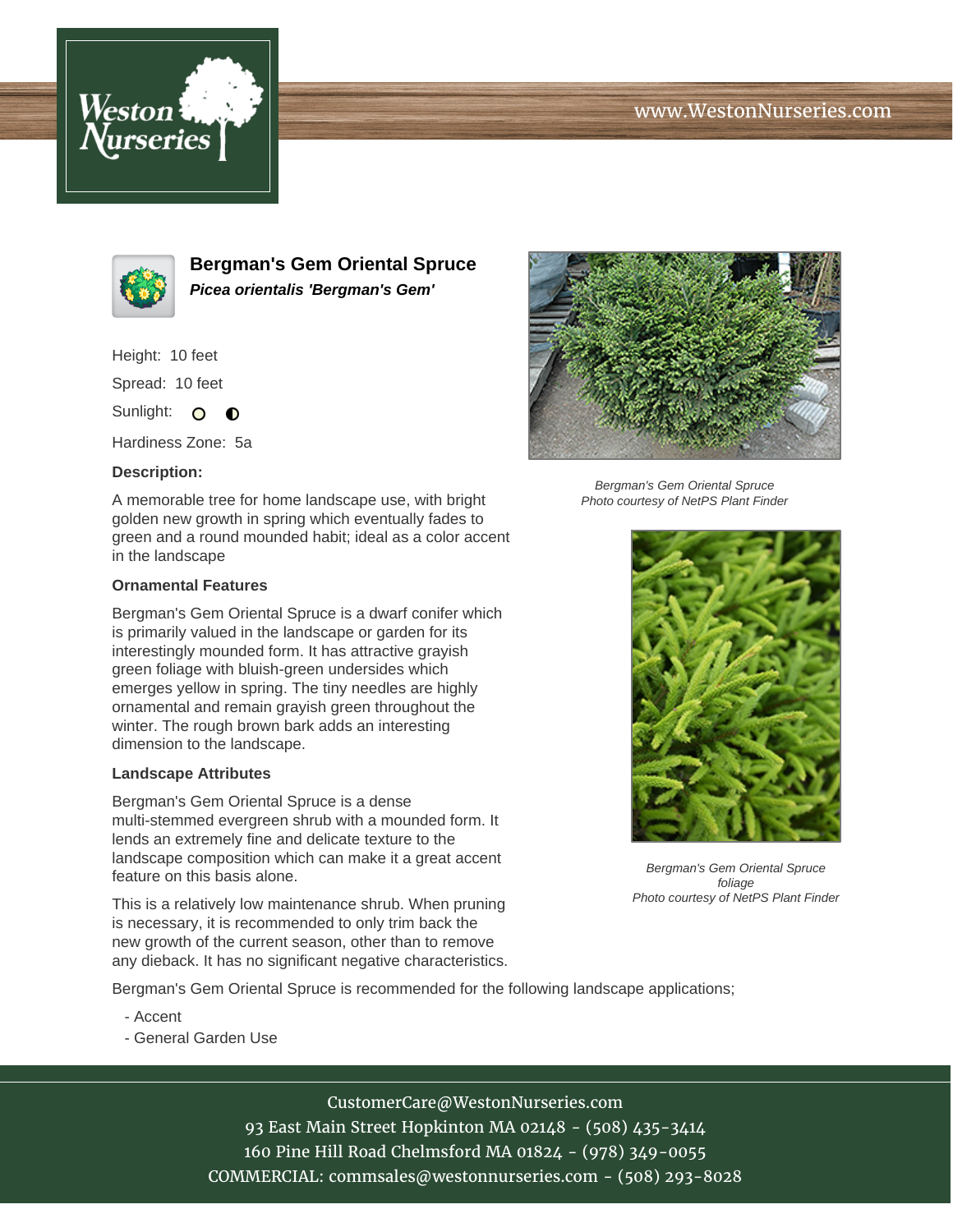Weston Nurseries

www.WestonNurseries.com

# Bergman's Gem Oriental Spruce

***Picea orientalis 'Bergman's Gem'***

Height: 10 feet

Spread: 10 feet

Sunlight: ○ ◐

Hardiness Zone: 5a

### Description:

A memorable tree for home landscape use, with bright golden new growth in spring which eventually fades to green and a round mounded habit; ideal as a color accent in the landscape

### Ornamental Features

Bergman's Gem Oriental Spruce is a dwarf conifer which is primarily valued in the landscape or garden for its interestingly mounded form. It has attractive grayish green foliage with bluish-green undersides which emerges yellow in spring. The tiny needles are highly ornamental and remain grayish green throughout the winter. The rough brown bark adds an interesting dimension to the landscape.

### Landscape Attributes

Bergman's Gem Oriental Spruce is a dense multi-stemmed evergreen shrub with a mounded form. It lends an extremely fine and delicate texture to the landscape composition which can make it a great accent feature on this basis alone.

This is a relatively low maintenance shrub. When pruning is necessary, it is recommended to only trim back the new growth of the current season, other than to remove any dieback. It has no significant negative characteristics.

Bergman's Gem Oriental Spruce is recommended for the following landscape applications;

- Accent
- General Garden Use

*Bergman's Gem Oriental Spruce*
*Photo courtesy of NetPS Plant Finder*

*Bergman's Gem Oriental Spruce foliage*
*Photo courtesy of NetPS Plant Finder*

CustomerCare@WestonNurseries.com
93 East Main Street Hopkinton MA 02148 - (508) 435-3414
160 Pine Hill Road Chelmsford MA 01824 - (978) 349-0055
COMMERCIAL: commsales@westonnurseries.com - (508) 293-8028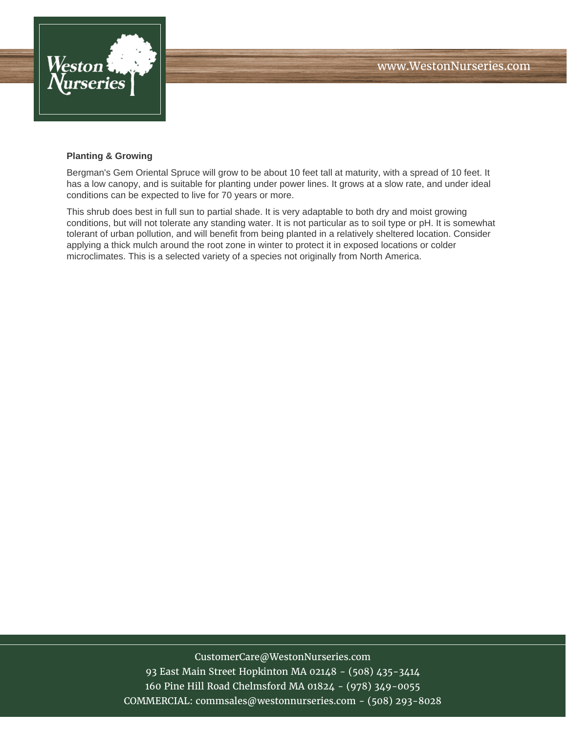### Planting & Growing

Bergman's Gem Oriental Spruce will grow to be about 10 feet tall at maturity, with a spread of 10 feet. It has a low canopy, and is suitable for planting under power lines. It grows at a slow rate, and under ideal conditions can be expected to live for 70 years or more.

This shrub does best in full sun to partial shade. It is very adaptable to both dry and moist growing conditions, but will not tolerate any standing water. It is not particular as to soil type or pH. It is somewhat tolerant of urban pollution, and will benefit from being planted in a relatively sheltered location. Consider applying a thick mulch around the root zone in winter to protect it in exposed locations or colder microclimates. This is a selected variety of a species not originally from North America.